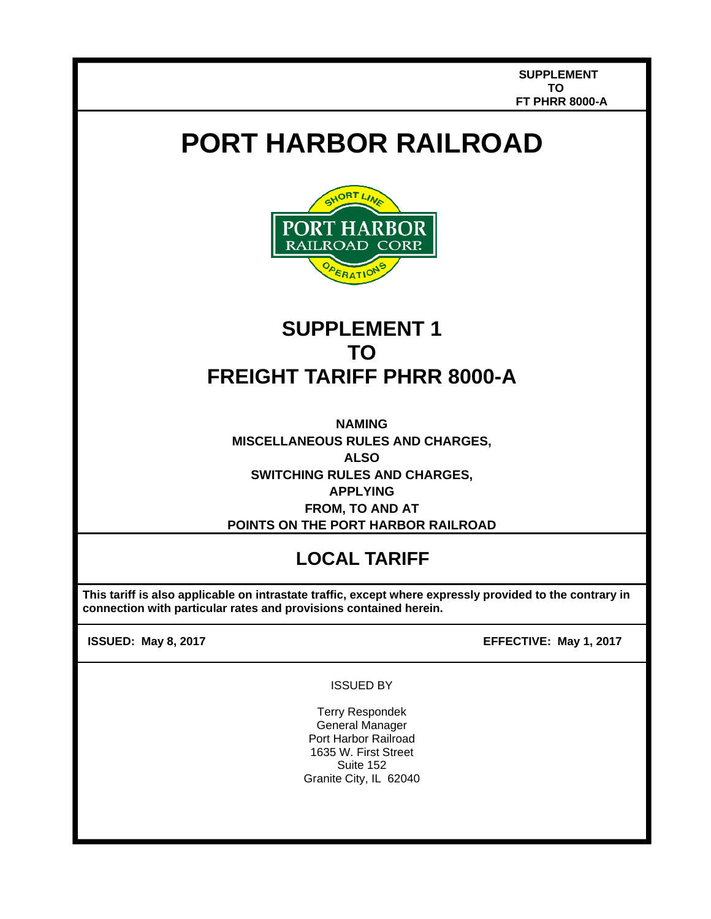**SUPPLEMENT TO FT PHRR 8000-A**

# PORT HARBOR RAILROAD

## SUPPLEMENT 1 TO FREIGHT TARIFF PHRR 8000-A

**NAMING**
**MISCELLANEOUS RULES AND CHARGES,**
**ALSO**
**SWITCHING RULES AND CHARGES,**
**APPLYING**
**FROM, TO AND AT**
**POINTS ON THE PORT HARBOR RAILROAD**

## LOCAL TARIFF

**This tariff is also applicable on intrastate traffic, except where expressly provided to the contrary in connection with particular rates and provisions contained herein.**

**ISSUED: May 8, 2017** | **EFFECTIVE: May 1, 2017**

ISSUED BY

Terry Respondek
General Manager
Port Harbor Railroad
1635 W. First Street
Suite 152
Granite City, IL 62040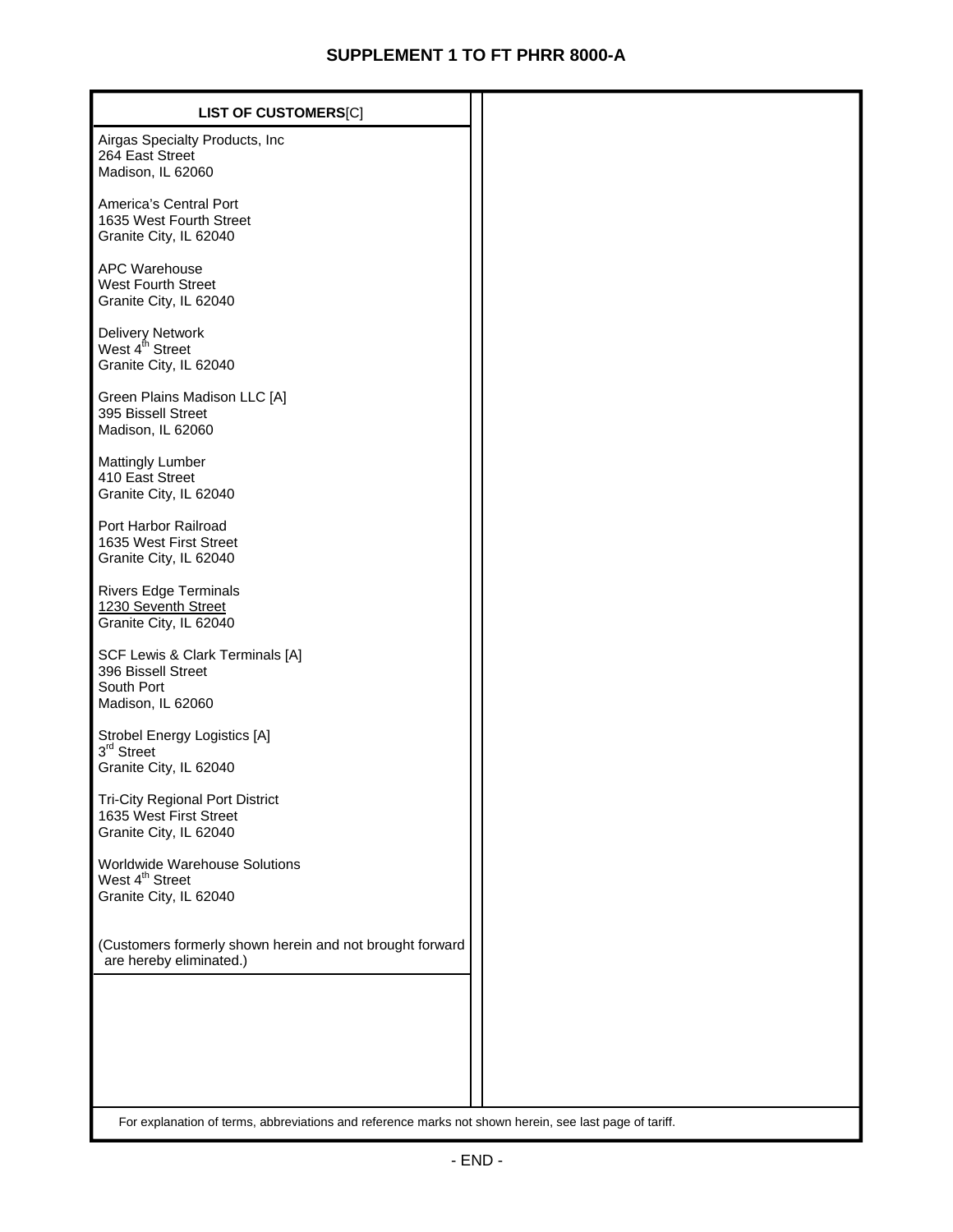# SUPPLEMENT 1 TO FT PHRR 8000-A

**LIST OF CUSTOMERS**[C]

Airgas Specialty Products, Inc
264 East Street
Madison, IL 62060

America's Central Port
1635 West Fourth Street
Granite City, IL 62040

APC Warehouse
West Fourth Street
Granite City, IL 62040

Delivery Network
West 4th Street
Granite City, IL 62040

Green Plains Madison LLC [A]
395 Bissell Street
Madison, IL 62060

Mattingly Lumber
410 East Street
Granite City, IL 62040

Port Harbor Railroad
1635 West First Street
Granite City, IL 62040

Rivers Edge Terminals
1230 Seventh Street
Granite City, IL 62040

SCF Lewis & Clark Terminals [A]
396 Bissell Street
South Port
Madison, IL 62060

Strobel Energy Logistics [A]
3rd Street
Granite City, IL 62040

Tri-City Regional Port District
1635 West First Street
Granite City, IL 62040

Worldwide Warehouse Solutions
West 4th Street
Granite City, IL 62040

(Customers formerly shown herein and not brought forward are hereby eliminated.)

For explanation of terms, abbreviations and reference marks not shown herein, see last page of tariff.

- END -